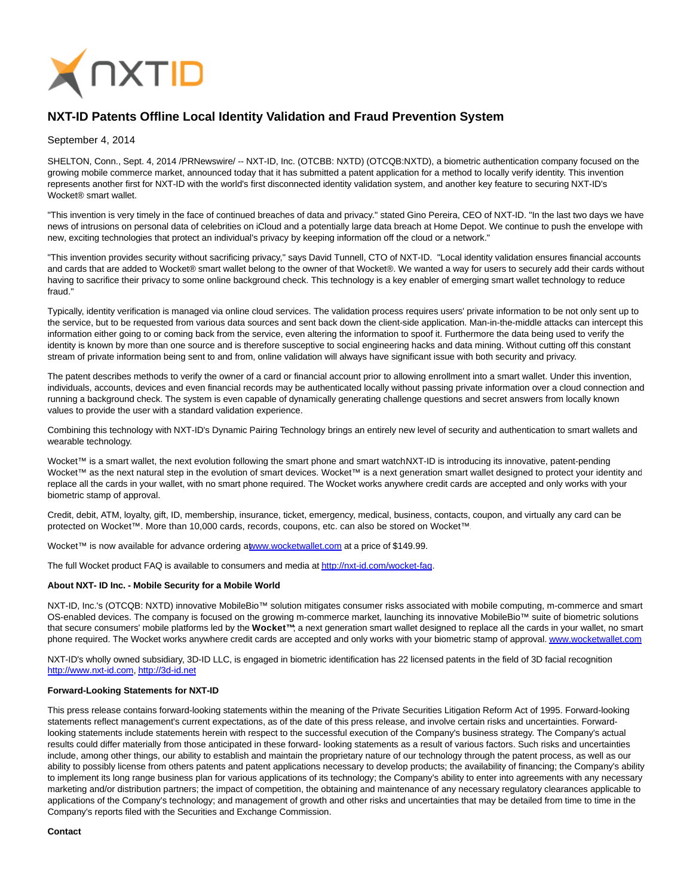# NXT-ID Patents Offline Local Identity Validation and Fraud Prevention System

September 4, 2014

SHELTON, Conn., Sept. 4, 2014 /PRNewswire/ -- NXT-ID, Inc. (OTCBB: NXTD) (OTCQB:NXTD), a biometric authentication company focused on the growing mobile commerce market, announced today that it has submitted a patent application for a method to locally verify identity. This invention represents another first for NXT-ID with the world's first disconnected identity validation system, and another key feature to securing NXT-ID's Wocket® smart wallet.

"This invention is very timely in the face of continued breaches of data and privacy." stated Gino Pereira, CEO of NXT-ID. "In the last two days we have news of intrusions on personal data of celebrities on iCloud and a potentially large data breach at Home Depot. We continue to push the envelope with new, exciting technologies that protect an individual's privacy by keeping information off the cloud or a network."

"This invention provides security without sacrificing privacy," says David Tunnell, CTO of NXT-ID. "Local identity validation ensures financial accounts and cards that are added to Wocket® smart wallet belong to the owner of that Wocket®. We wanted a way for users to securely add their cards without having to sacrifice their privacy to some online background check. This technology is a key enabler of emerging smart wallet technology to reduce fraud."

Typically, identity verification is managed via online cloud services. The validation process requires users' private information to be not only sent up to the service, but to be requested from various data sources and sent back down the client-side application. Man-in-the-middle attacks can intercept this information either going to or coming back from the service, even altering the information to spoof it. Furthermore the data being used to verify the identity is known by more than one source and is therefore susceptive to social engineering hacks and data mining. Without cutting off this constant stream of private information being sent to and from, online validation will always have significant issue with both security and privacy.

The patent describes methods to verify the owner of a card or financial account prior to allowing enrollment into a smart wallet. Under this invention, individuals, accounts, devices and even financial records may be authenticated locally without passing private information over a cloud connection and running a background check. The system is even capable of dynamically generating challenge questions and secret answers from locally known values to provide the user with a standard validation experience.

Combining this technology with NXT-ID's Dynamic Pairing Technology brings an entirely new level of security and authentication to smart wallets and wearable technology.

Wocket™ is a smart wallet, the next evolution following the smart phone and smart watchNXT-ID is introducing its innovative, patent-pending Wocket™ as the next natural step in the evolution of smart devices. Wocket™ is a next generation smart wallet designed to protect your identity and replace all the cards in your wallet, with no smart phone required. The Wocket works anywhere credit cards are accepted and only works with your biometric stamp of approval.

Credit, debit, ATM, loyalty, gift, ID, membership, insurance, ticket, emergency, medical, business, contacts, coupon, and virtually any card can be protected on Wocket™. More than 10,000 cards, records, coupons, etc. can also be stored on Wocket™.

Wocket™ is now available for advance ordering atwww.wocketwallet.com at a price of $149.99.

The full Wocket product FAQ is available to consumers and media at http://nxt-id.com/wocket-faq.

**About NXT- ID Inc. - Mobile Security for a Mobile World**

NXT-ID, Inc.'s (OTCQB: NXTD) innovative MobileBio™ solution mitigates consumer risks associated with mobile computing, m-commerce and smart OS-enabled devices. The company is focused on the growing m-commerce market, launching its innovative MobileBio™ suite of biometric solutions that secure consumers' mobile platforms led by the **Wocket™**; a next generation smart wallet designed to replace all the cards in your wallet, no smart phone required. The Wocket works anywhere credit cards are accepted and only works with your biometric stamp of approval. www.wocketwallet.com

NXT-ID's wholly owned subsidiary, 3D-ID LLC, is engaged in biometric identification has 22 licensed patents in the field of 3D facial recognition http://www.nxt-id.com, http://3d-id.net

**Forward-Looking Statements for NXT-ID**

This press release contains forward-looking statements within the meaning of the Private Securities Litigation Reform Act of 1995. Forward-looking statements reflect management's current expectations, as of the date of this press release, and involve certain risks and uncertainties. Forward-looking statements include statements herein with respect to the successful execution of the Company's business strategy. The Company's actual results could differ materially from those anticipated in these forward- looking statements as a result of various factors. Such risks and uncertainties include, among other things, our ability to establish and maintain the proprietary nature of our technology through the patent process, as well as our ability to possibly license from others patents and patent applications necessary to develop products; the availability of financing; the Company's ability to implement its long range business plan for various applications of its technology; the Company's ability to enter into agreements with any necessary marketing and/or distribution partners; the impact of competition, the obtaining and maintenance of any necessary regulatory clearances applicable to applications of the Company's technology; and management of growth and other risks and uncertainties that may be detailed from time to time in the Company's reports filed with the Securities and Exchange Commission.

**Contact**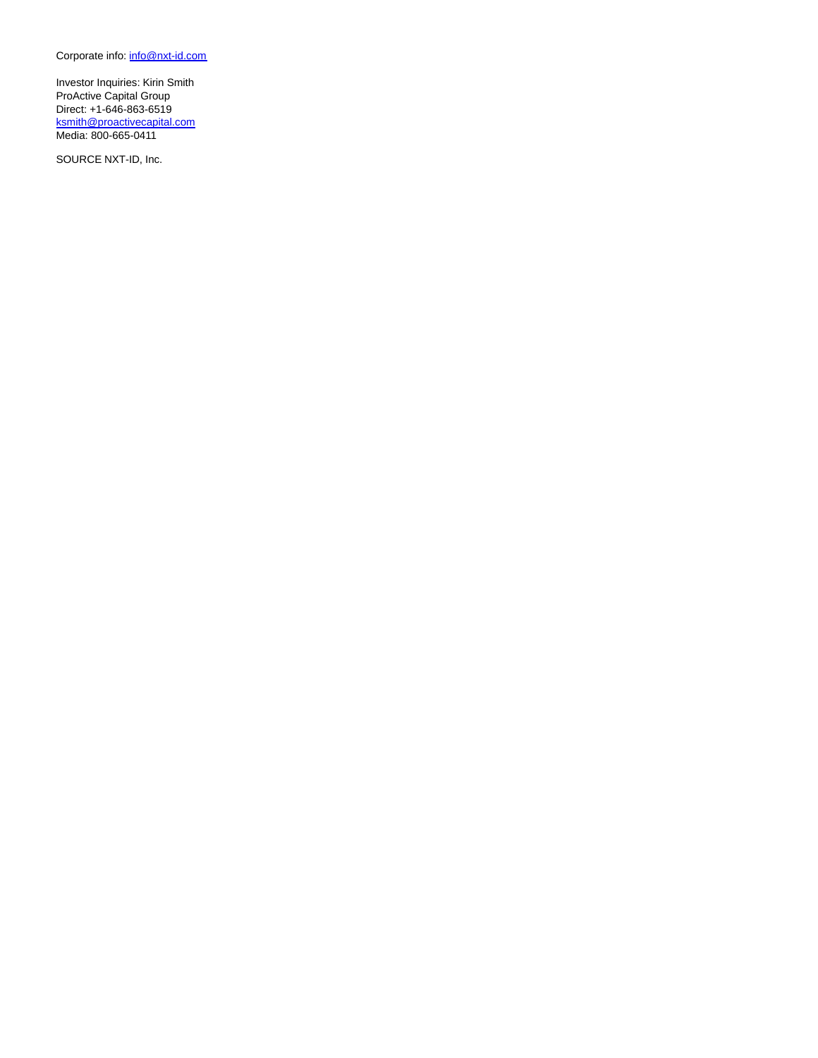Corporate info: info@nxt-id.com

Investor Inquiries: Kirin Smith
ProActive Capital Group
Direct: +1-646-863-6519
ksmith@proactivecapital.com
Media: 800-665-0411

SOURCE NXT-ID, Inc.